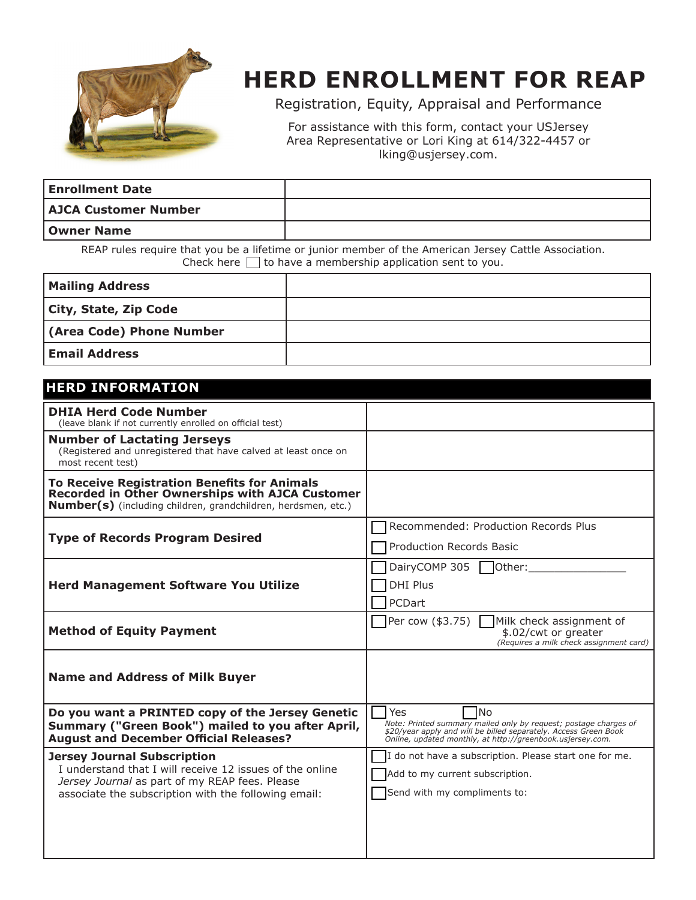# HERD ENROLLMENT FOR REAP

Registration, Equity, Appraisal and Performance

For assistance with this form, contact your USJersey Area Representative or Lori King at 614/322-4457 or lking@usjersey.com.

| | |
|---|---|
| **Enrollment Date** | |
| **AJCA Customer Number** | |
| **Owner Name** | |

REAP rules require that you be a lifetime or junior member of the American Jersey Cattle Association. Check here ☐ to have a membership application sent to you.

| | |
|---|---|
| **Mailing Address** | |
| **City, State, Zip Code** | |
| **(Area Code) Phone Number** | |
| **Email Address** | |

## HERD INFORMATION

| | |
|---|---|
| **DHIA Herd Code Number** (leave blank if not currently enrolled on official test) | |
| **Number of Lactating Jerseys** (Registered and unregistered that have calved at least once on most recent test) | |
| **To Receive Registration Benefits for Animals Recorded in Other Ownerships with AJCA Customer Number(s)** (including children, grandchildren, herdsmen, etc.) | |
| **Type of Records Program Desired** | ☐ Recommended: Production Records Plus<br>☐ Production Records Basic |
| **Herd Management Software You Utilize** | ☐ DairyCOMP 305 ☐ Other:_______________<br>☐ DHI Plus<br>☐ PCDart |
| **Method of Equity Payment** | ☐ Per cow ($3.75) ☐ Milk check assignment of $.02/cwt or greater *(Requires a milk check assignment card)* |
| **Name and Address of Milk Buyer** | |
| **Do you want a PRINTED copy of the Jersey Genetic Summary ("Green Book") mailed to you after April, August and December Official Releases?** | ☐ Yes ☐ No<br>*Note: Printed summary mailed only by request; postage charges of $20/year apply and will be billed separately. Access Green Book Online, updated monthly, at http://greenbook.usjersey.com.* |
| **Jersey Journal Subscription**<br>I understand that I will receive 12 issues of the online *Jersey Journal* as part of my REAP fees. Please associate the subscription with the following email: | ☐ I do not have a subscription. Please start one for me.<br>☐ Add to my current subscription.<br>☐ Send with my compliments to: |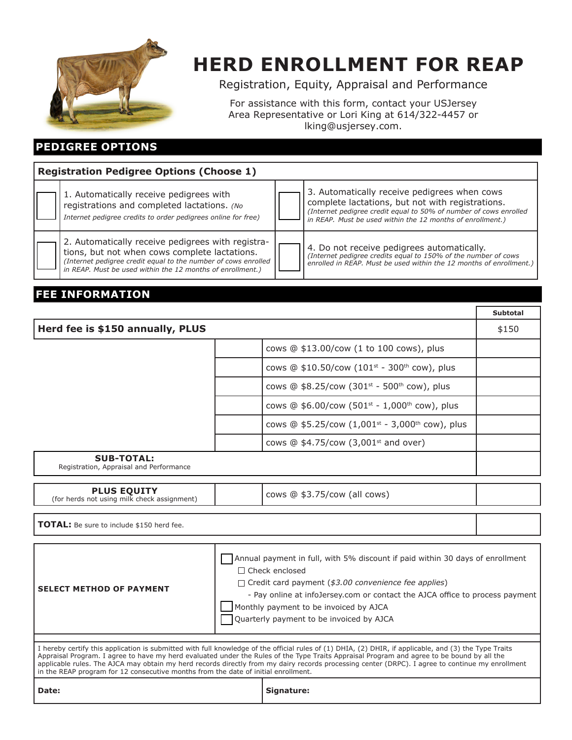# HERD ENROLLMENT FOR REAP

Registration, Equity, Appraisal and Performance

For assistance with this form, contact your USJersey Area Representative or Lori King at 614/322-4457 or lking@usjersey.com.

## PEDIGREE OPTIONS

**Registration Pedigree Options (Choose 1)**

| | | | |
|---|---|---|---|
| ☐ | 1. Automatically receive pedigrees with registrations and completed lactations. *(No Internet pedigree credits to order pedigrees online for free)* | ☐ | 3. Automatically receive pedigrees when cows complete lactations, but not with registrations. *(Internet pedigree credit equal to 50% of number of cows enrolled in REAP. Must be used within the 12 months of enrollment.)* |
| ☐ | 2. Automatically receive pedigrees with registrations, but not when cows complete lactations. *(Internet pedigree credit equal to the number of cows enrolled in REAP. Must be used within the 12 months of enrollment.)* | ☐ | 4. Do not receive pedigrees automatically. *(Internet pedigree credits equal to 150% of the number of cows enrolled in REAP. Must be used within the 12 months of enrollment.)* |

## FEE INFORMATION

| | | | **Subtotal** |
|---|---|---|---|
| **Herd fee is $150 annually, PLUS** | | | $150 |
| | | cows @ $13.00/cow (1 to 100 cows), plus | |
| | | cows @ $10.50/cow (101st - 300th cow), plus | |
| | | cows @ $8.25/cow (301st - 500th cow), plus | |
| | | cows @ $6.00/cow (501st - 1,000th cow), plus | |
| | | cows @ $5.25/cow (1,001st - 3,000th cow), plus | |
| | | cows @ $4.75/cow (3,001st and over) | |
| **SUB-TOTAL:** Registration, Appraisal and Performance | | | |
| **PLUS EQUITY** (for herds not using milk check assignment) | | cows @ $3.75/cow (all cows) | |
| **TOTAL:** Be sure to include $150 herd fee. | | | |

**SELECT METHOD OF PAYMENT**

- ☐ Annual payment in full, with 5% discount if paid within 30 days of enrollment
  - ☐ Check enclosed
  - ☐ Credit card payment (*$3.00 convenience fee applies*)
    - Pay online at infoJersey.com or contact the AJCA office to process payment
- ☐ Monthly payment to be invoiced by AJCA
- ☐ Quarterly payment to be invoiced by AJCA

I hereby certify this application is submitted with full knowledge of the official rules of (1) DHIA, (2) DHIR, if applicable, and (3) the Type Traits Appraisal Program. I agree to have my herd evaluated under the Rules of the Type Traits Appraisal Program and agree to be bound by all the applicable rules. The AJCA may obtain my herd records directly from my dairy records processing center (DRPC). I agree to continue my enrollment in the REAP program for 12 consecutive months from the date of initial enrollment.

**Date:** | **Signature:**